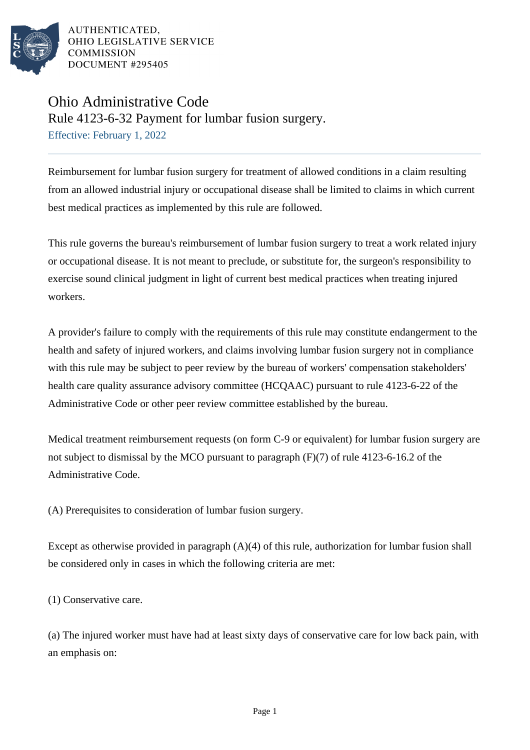AUTHENTICATED,
OHIO LEGISLATIVE SERVICE
COMMISSION
DOCUMENT #295405

# Ohio Administrative Code

## Rule 4123-6-32 Payment for lumbar fusion surgery.

Effective: February 1, 2022

Reimbursement for lumbar fusion surgery for treatment of allowed conditions in a claim resulting from an allowed industrial injury or occupational disease shall be limited to claims in which current best medical practices as implemented by this rule are followed.

This rule governs the bureau's reimbursement of lumbar fusion surgery to treat a work related injury or occupational disease. It is not meant to preclude, or substitute for, the surgeon's responsibility to exercise sound clinical judgment in light of current best medical practices when treating injured workers.

A provider's failure to comply with the requirements of this rule may constitute endangerment to the health and safety of injured workers, and claims involving lumbar fusion surgery not in compliance with this rule may be subject to peer review by the bureau of workers' compensation stakeholders' health care quality assurance advisory committee (HCQAAC) pursuant to rule 4123-6-22 of the Administrative Code or other peer review committee established by the bureau.

Medical treatment reimbursement requests (on form C-9 or equivalent) for lumbar fusion surgery are not subject to dismissal by the MCO pursuant to paragraph (F)(7) of rule 4123-6-16.2 of the Administrative Code.

(A) Prerequisites to consideration of lumbar fusion surgery.

Except as otherwise provided in paragraph (A)(4) of this rule, authorization for lumbar fusion shall be considered only in cases in which the following criteria are met:

(1) Conservative care.

(a) The injured worker must have had at least sixty days of conservative care for low back pain, with an emphasis on: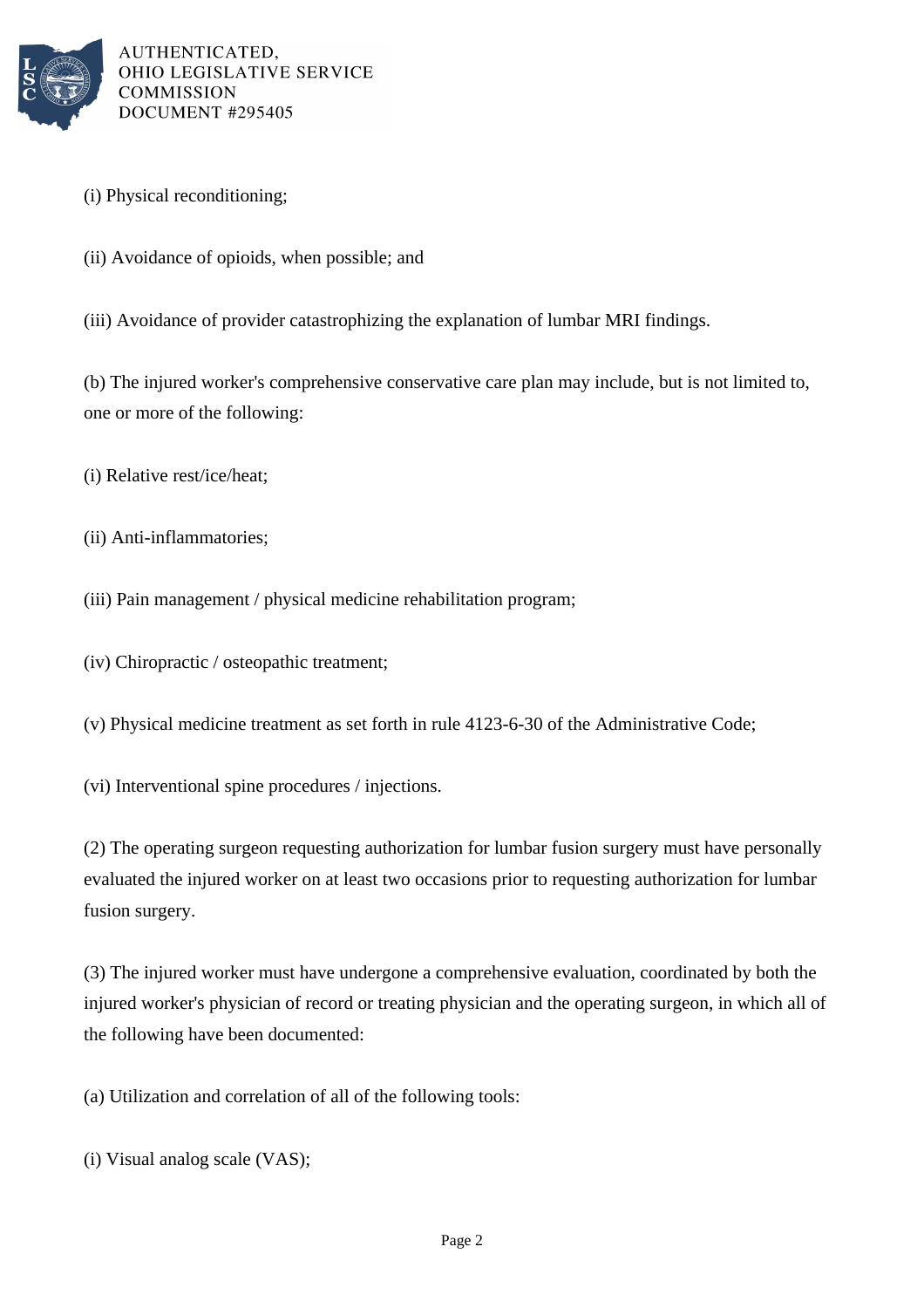(i) Physical reconditioning;

(ii) Avoidance of opioids, when possible; and

(iii) Avoidance of provider catastrophizing the explanation of lumbar MRI findings.

(b) The injured worker's comprehensive conservative care plan may include, but is not limited to, one or more of the following:

(i) Relative rest/ice/heat;

(ii) Anti-inflammatories;

(iii) Pain management / physical medicine rehabilitation program;

(iv) Chiropractic / osteopathic treatment;

(v) Physical medicine treatment as set forth in rule 4123-6-30 of the Administrative Code;

(vi) Interventional spine procedures / injections.

(2) The operating surgeon requesting authorization for lumbar fusion surgery must have personally evaluated the injured worker on at least two occasions prior to requesting authorization for lumbar fusion surgery.

(3) The injured worker must have undergone a comprehensive evaluation, coordinated by both the injured worker's physician of record or treating physician and the operating surgeon, in which all of the following have been documented:

(a) Utilization and correlation of all of the following tools:

(i) Visual analog scale (VAS);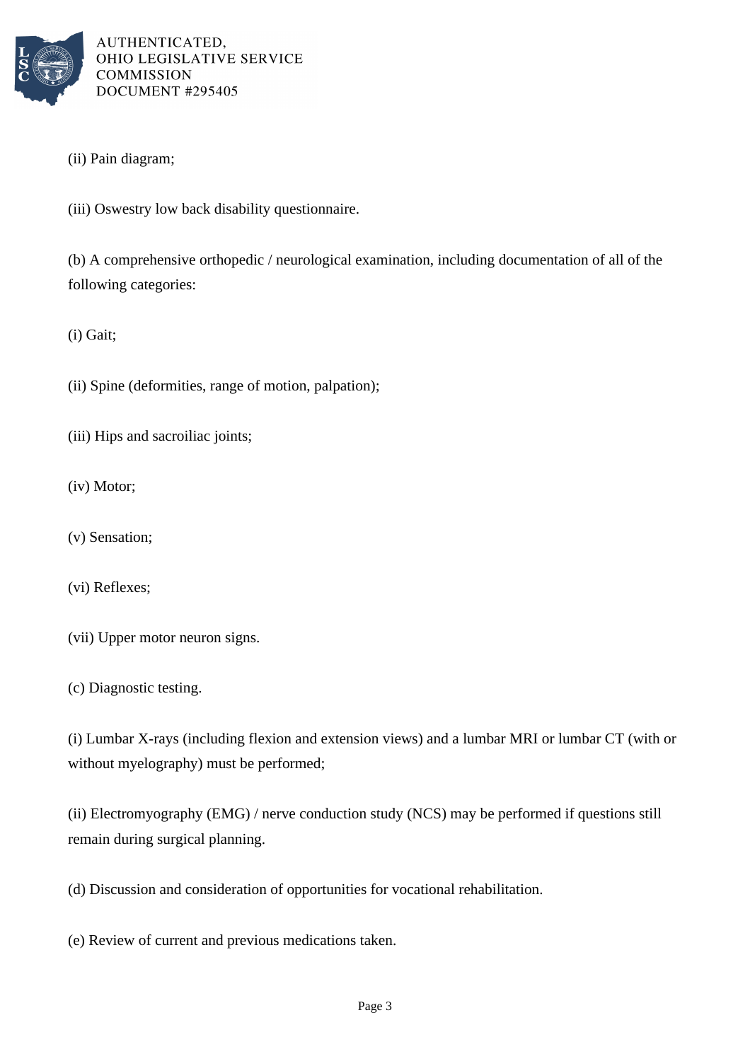(ii) Pain diagram;

(iii) Oswestry low back disability questionnaire.

(b) A comprehensive orthopedic / neurological examination, including documentation of all of the following categories:

(i) Gait;

(ii) Spine (deformities, range of motion, palpation);

(iii) Hips and sacroiliac joints;

(iv) Motor;

(v) Sensation;

(vi) Reflexes;

(vii) Upper motor neuron signs.

(c) Diagnostic testing.

(i) Lumbar X-rays (including flexion and extension views) and a lumbar MRI or lumbar CT (with or without myelography) must be performed;

(ii) Electromyography (EMG) / nerve conduction study (NCS) may be performed if questions still remain during surgical planning.

(d) Discussion and consideration of opportunities for vocational rehabilitation.

(e) Review of current and previous medications taken.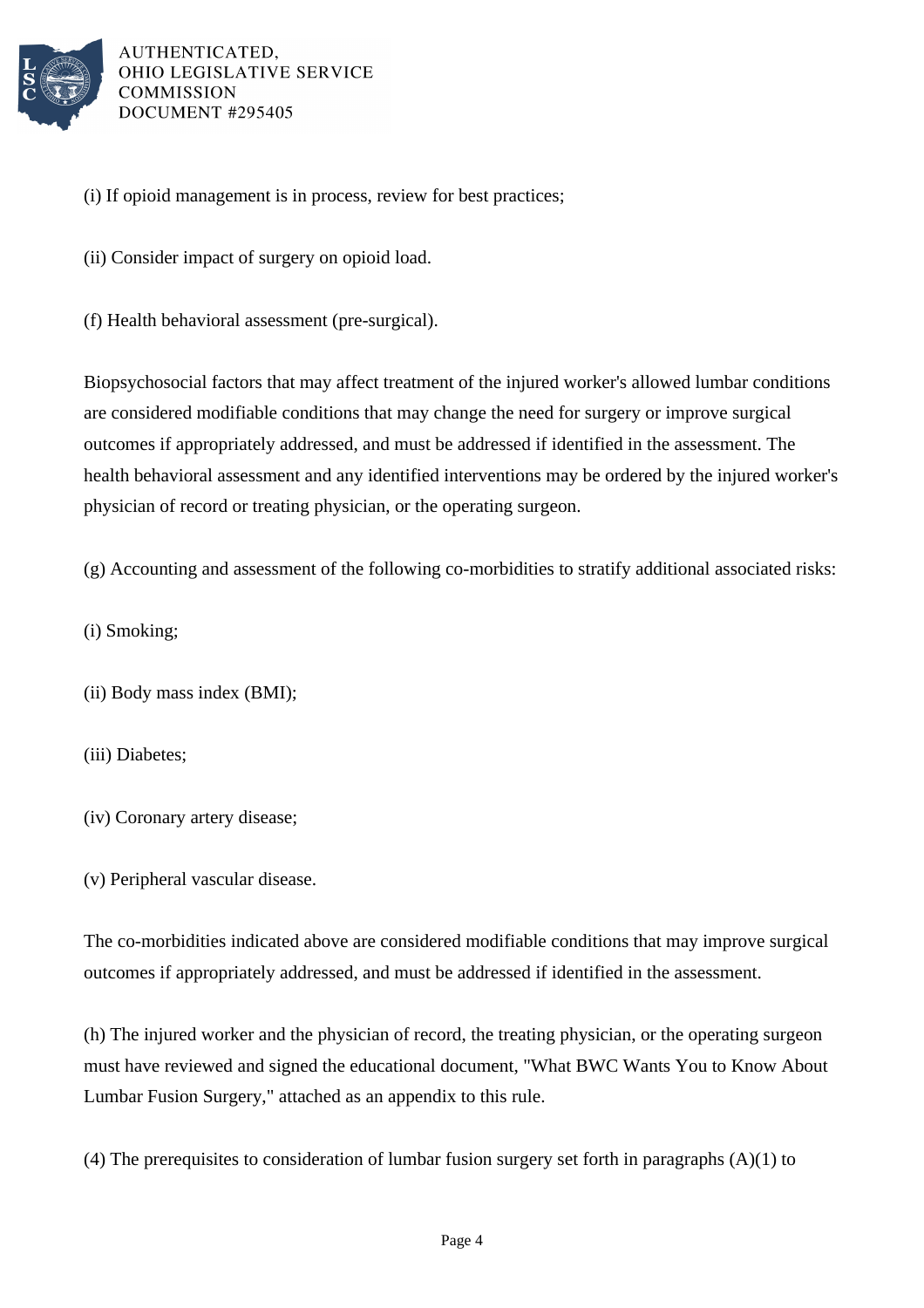(i) If opioid management is in process, review for best practices;

(ii) Consider impact of surgery on opioid load.

(f) Health behavioral assessment (pre-surgical).

Biopsychosocial factors that may affect treatment of the injured worker's allowed lumbar conditions are considered modifiable conditions that may change the need for surgery or improve surgical outcomes if appropriately addressed, and must be addressed if identified in the assessment. The health behavioral assessment and any identified interventions may be ordered by the injured worker's physician of record or treating physician, or the operating surgeon.

(g) Accounting and assessment of the following co-morbidities to stratify additional associated risks:

(i) Smoking;

(ii) Body mass index (BMI);

(iii) Diabetes;

(iv) Coronary artery disease;

(v) Peripheral vascular disease.

The co-morbidities indicated above are considered modifiable conditions that may improve surgical outcomes if appropriately addressed, and must be addressed if identified in the assessment.

(h) The injured worker and the physician of record, the treating physician, or the operating surgeon must have reviewed and signed the educational document, "What BWC Wants You to Know About Lumbar Fusion Surgery," attached as an appendix to this rule.

(4) The prerequisites to consideration of lumbar fusion surgery set forth in paragraphs (A)(1) to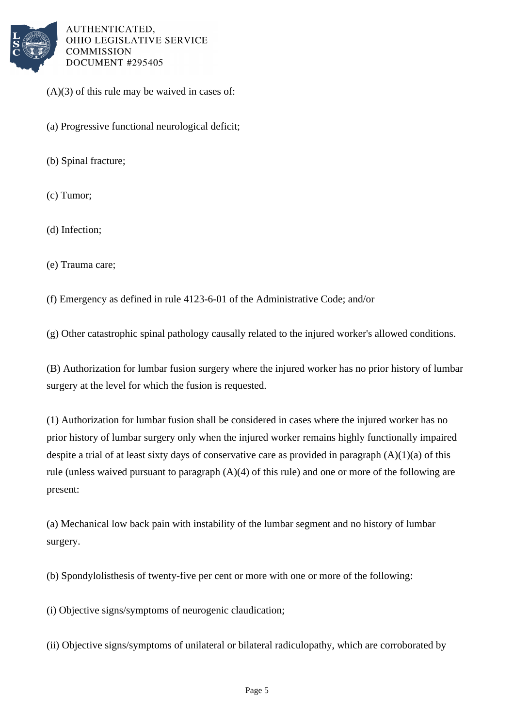(A)(3) of this rule may be waived in cases of:

(a) Progressive functional neurological deficit;

(b) Spinal fracture;

(c) Tumor;

(d) Infection;

(e) Trauma care;

(f) Emergency as defined in rule 4123-6-01 of the Administrative Code; and/or

(g) Other catastrophic spinal pathology causally related to the injured worker's allowed conditions.

(B) Authorization for lumbar fusion surgery where the injured worker has no prior history of lumbar surgery at the level for which the fusion is requested.

(1) Authorization for lumbar fusion shall be considered in cases where the injured worker has no prior history of lumbar surgery only when the injured worker remains highly functionally impaired despite a trial of at least sixty days of conservative care as provided in paragraph (A)(1)(a) of this rule (unless waived pursuant to paragraph (A)(4) of this rule) and one or more of the following are present:

(a) Mechanical low back pain with instability of the lumbar segment and no history of lumbar surgery.

(b) Spondylolisthesis of twenty-five per cent or more with one or more of the following:

(i) Objective signs/symptoms of neurogenic claudication;

(ii) Objective signs/symptoms of unilateral or bilateral radiculopathy, which are corroborated by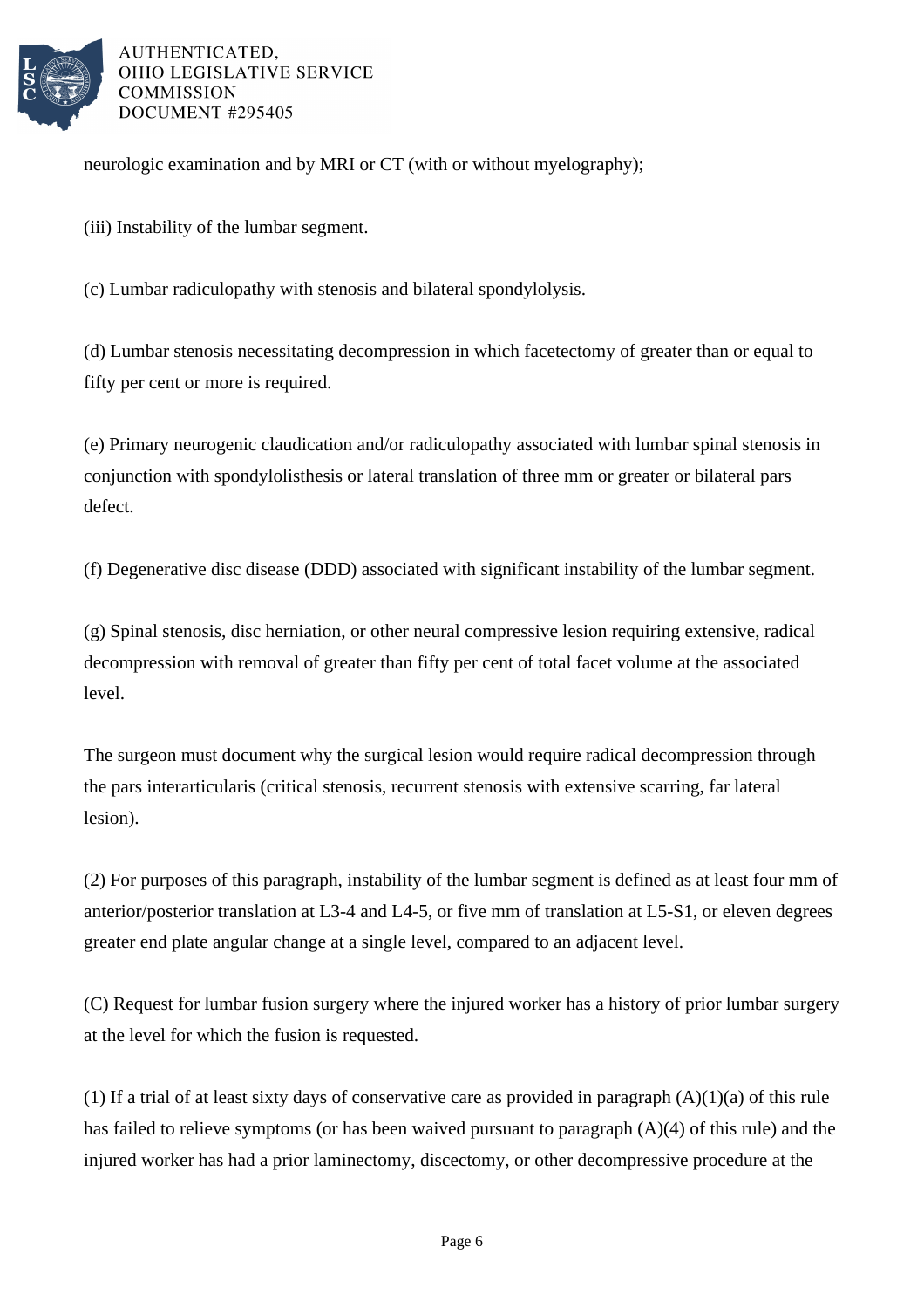neurologic examination and by MRI or CT (with or without myelography);

(iii) Instability of the lumbar segment.

(c) Lumbar radiculopathy with stenosis and bilateral spondylolysis.

(d) Lumbar stenosis necessitating decompression in which facetectomy of greater than or equal to fifty per cent or more is required.

(e) Primary neurogenic claudication and/or radiculopathy associated with lumbar spinal stenosis in conjunction with spondylolisthesis or lateral translation of three mm or greater or bilateral pars defect.

(f) Degenerative disc disease (DDD) associated with significant instability of the lumbar segment.

(g) Spinal stenosis, disc herniation, or other neural compressive lesion requiring extensive, radical decompression with removal of greater than fifty per cent of total facet volume at the associated level.

The surgeon must document why the surgical lesion would require radical decompression through the pars interarticularis (critical stenosis, recurrent stenosis with extensive scarring, far lateral lesion).

(2) For purposes of this paragraph, instability of the lumbar segment is defined as at least four mm of anterior/posterior translation at L3-4 and L4-5, or five mm of translation at L5-S1, or eleven degrees greater end plate angular change at a single level, compared to an adjacent level.

(C) Request for lumbar fusion surgery where the injured worker has a history of prior lumbar surgery at the level for which the fusion is requested.

(1) If a trial of at least sixty days of conservative care as provided in paragraph (A)(1)(a) of this rule has failed to relieve symptoms (or has been waived pursuant to paragraph (A)(4) of this rule) and the injured worker has had a prior laminectomy, discectomy, or other decompressive procedure at the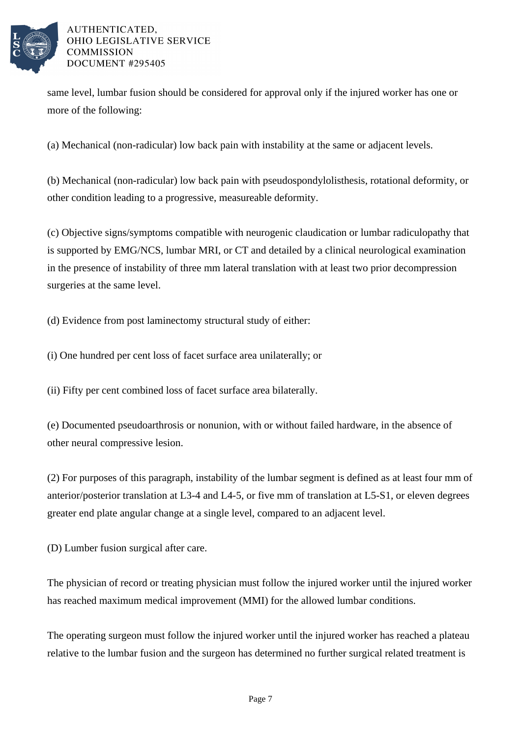same level, lumbar fusion should be considered for approval only if the injured worker has one or more of the following:

(a) Mechanical (non-radicular) low back pain with instability at the same or adjacent levels.

(b) Mechanical (non-radicular) low back pain with pseudospondylolisthesis, rotational deformity, or other condition leading to a progressive, measureable deformity.

(c) Objective signs/symptoms compatible with neurogenic claudication or lumbar radiculopathy that is supported by EMG/NCS, lumbar MRI, or CT and detailed by a clinical neurological examination in the presence of instability of three mm lateral translation with at least two prior decompression surgeries at the same level.

(d) Evidence from post laminectomy structural study of either:

(i) One hundred per cent loss of facet surface area unilaterally; or

(ii) Fifty per cent combined loss of facet surface area bilaterally.

(e) Documented pseudoarthrosis or nonunion, with or without failed hardware, in the absence of other neural compressive lesion.

(2) For purposes of this paragraph, instability of the lumbar segment is defined as at least four mm of anterior/posterior translation at L3-4 and L4-5, or five mm of translation at L5-S1, or eleven degrees greater end plate angular change at a single level, compared to an adjacent level.

(D) Lumber fusion surgical after care.

The physician of record or treating physician must follow the injured worker until the injured worker has reached maximum medical improvement (MMI) for the allowed lumbar conditions.

The operating surgeon must follow the injured worker until the injured worker has reached a plateau relative to the lumbar fusion and the surgeon has determined no further surgical related treatment is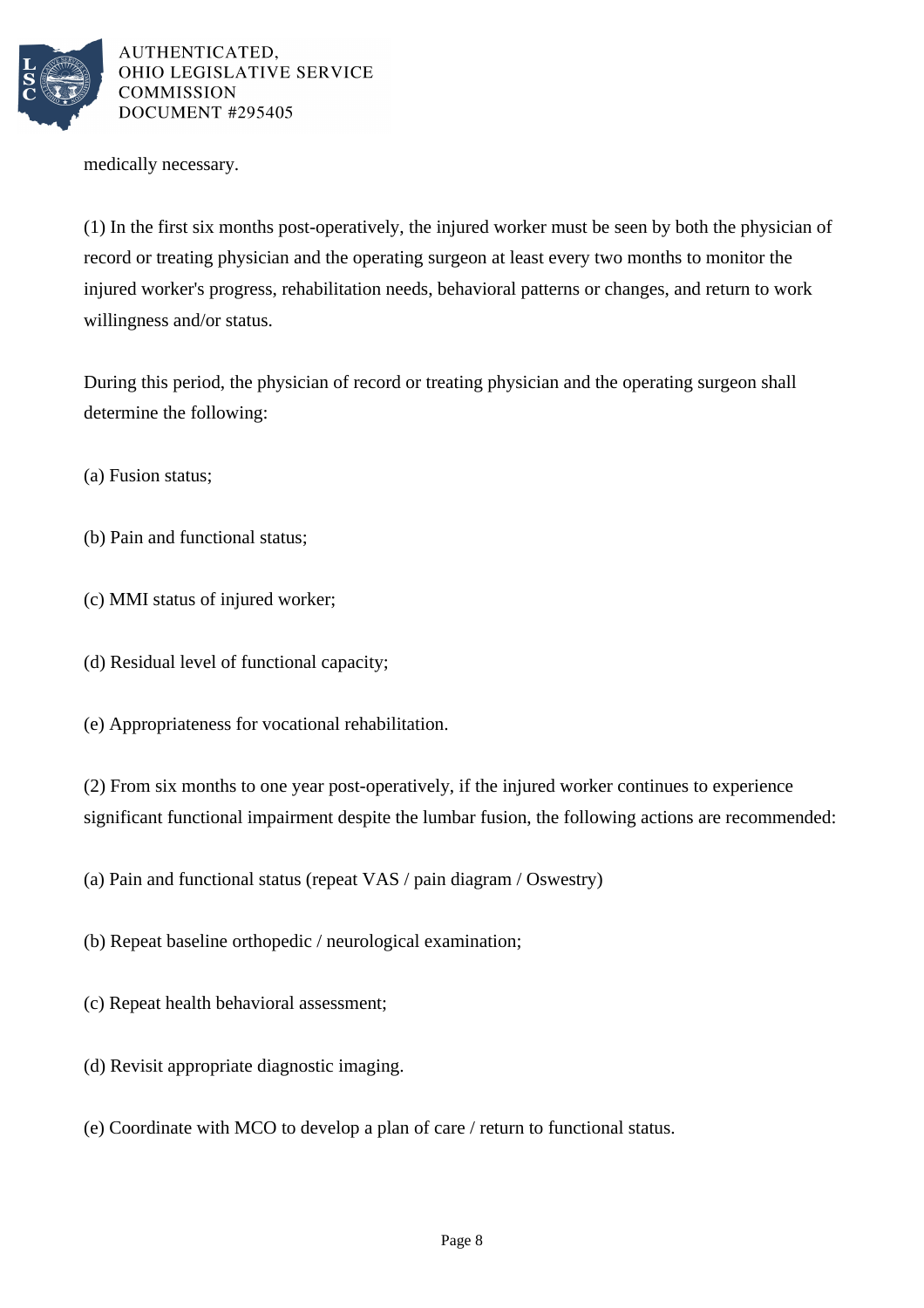medically necessary.

(1) In the first six months post-operatively, the injured worker must be seen by both the physician of record or treating physician and the operating surgeon at least every two months to monitor the injured worker's progress, rehabilitation needs, behavioral patterns or changes, and return to work willingness and/or status.

During this period, the physician of record or treating physician and the operating surgeon shall determine the following:

(a) Fusion status;

(b) Pain and functional status;

(c) MMI status of injured worker;

(d) Residual level of functional capacity;

(e) Appropriateness for vocational rehabilitation.

(2) From six months to one year post-operatively, if the injured worker continues to experience significant functional impairment despite the lumbar fusion, the following actions are recommended:

(a) Pain and functional status (repeat VAS / pain diagram / Oswestry)

(b) Repeat baseline orthopedic / neurological examination;

(c) Repeat health behavioral assessment;

(d) Revisit appropriate diagnostic imaging.

(e) Coordinate with MCO to develop a plan of care / return to functional status.